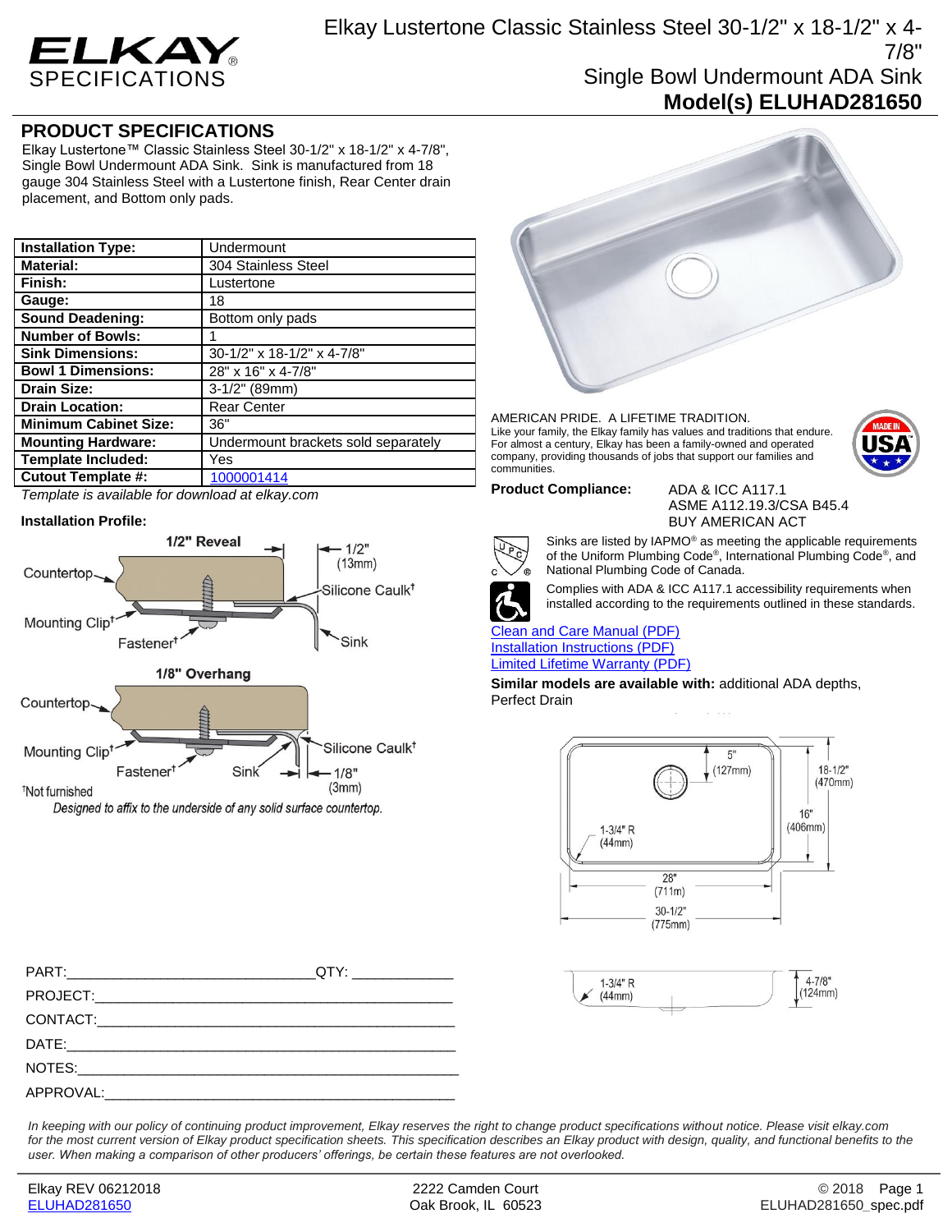# Elkay Lustertone Classic Stainless Steel 30-1/2" x 18-1/2" x 4-7/8" Single Bowl Undermount ADA Sink

**Model(s) ELUHAD281650**

ELKAY SPECIFICATIONS

## PRODUCT SPECIFICATIONS

Elkay Lustertone™ Classic Stainless Steel 30-1/2" x 18-1/2" x 4-7/8", Single Bowl Undermount ADA Sink. Sink is manufactured from 18 gauge 304 Stainless Steel with a Lustertone finish, Rear Center drain placement, and Bottom only pads.

| | |
|---|---|
| **Installation Type:** | Undermount |
| **Material:** | 304 Stainless Steel |
| **Finish:** | Lustertone |
| **Gauge:** | 18 |
| **Sound Deadening:** | Bottom only pads |
| **Number of Bowls:** | 1 |
| **Sink Dimensions:** | 30-1/2" x 18-1/2" x 4-7/8" |
| **Bowl 1 Dimensions:** | 28" x 16" x 4-7/8" |
| **Drain Size:** | 3-1/2" (89mm) |
| **Drain Location:** | Rear Center |
| **Minimum Cabinet Size:** | 36" |
| **Mounting Hardware:** | Undermount brackets sold separately |
| **Template Included:** | Yes |
| **Cutout Template #:** | 1000001414 |

*Template is available for download at elkay.com*

**Installation Profile:**

1/2" Reveal — Countertop, Mounting Clip†, Fastener†, Silicone Caulk†, Sink, 1/2" (13mm)

1/8" Overhang — Countertop, Mounting Clip†, Fastener†, Silicone Caulk†, Sink, 1/8" (3mm)

†Not furnished

*Designed to affix to the underside of any solid surface countertop.*

AMERICAN PRIDE. A LIFETIME TRADITION.
Like your family, the Elkay family has values and traditions that endure. For almost a century, Elkay has been a family-owned and operated company, providing thousands of jobs that support our families and communities.

MADE IN USA

**Product Compliance:** ADA & ICC A117.1
ASME A112.19.3/CSA B45.4
BUY AMERICAN ACT

Sinks are listed by IAPMO® as meeting the applicable requirements of the Uniform Plumbing Code®, International Plumbing Code®, and National Plumbing Code of Canada.

Complies with ADA & ICC A117.1 accessibility requirements when installed according to the requirements outlined in these standards.

Clean and Care Manual (PDF)
Installation Instructions (PDF)
Limited Lifetime Warranty (PDF)

**Similar models are available with:** additional ADA depths, Perfect Drain

Dimensions: 5" (127mm); 18-1/2" (470mm); 16" (406mm); 1-3/4" R (44mm); 28" (711m); 30-1/2" (775mm); 1-3/4" R (44mm); 4-7/8" (124mm)

PART:_______________________________QTY: ____________
PROJECT:_______________________________________________
CONTACT:_______________________________________________
DATE:__________________________________________________
NOTES:_________________________________________________
APPROVAL:______________________________________________

*In keeping with our policy of continuing product improvement, Elkay reserves the right to change product specifications without notice. Please visit elkay.com for the most current version of Elkay product specification sheets. This specification describes an Elkay product with design, quality, and functional benefits to the user. When making a comparison of other producers' offerings, be certain these features are not overlooked.*

Elkay REV 06212018 | 2222 Camden Court, Oak Brook, IL 60523 | © 2018
ELUHAD281650 | ELUHAD281650_spec.pdf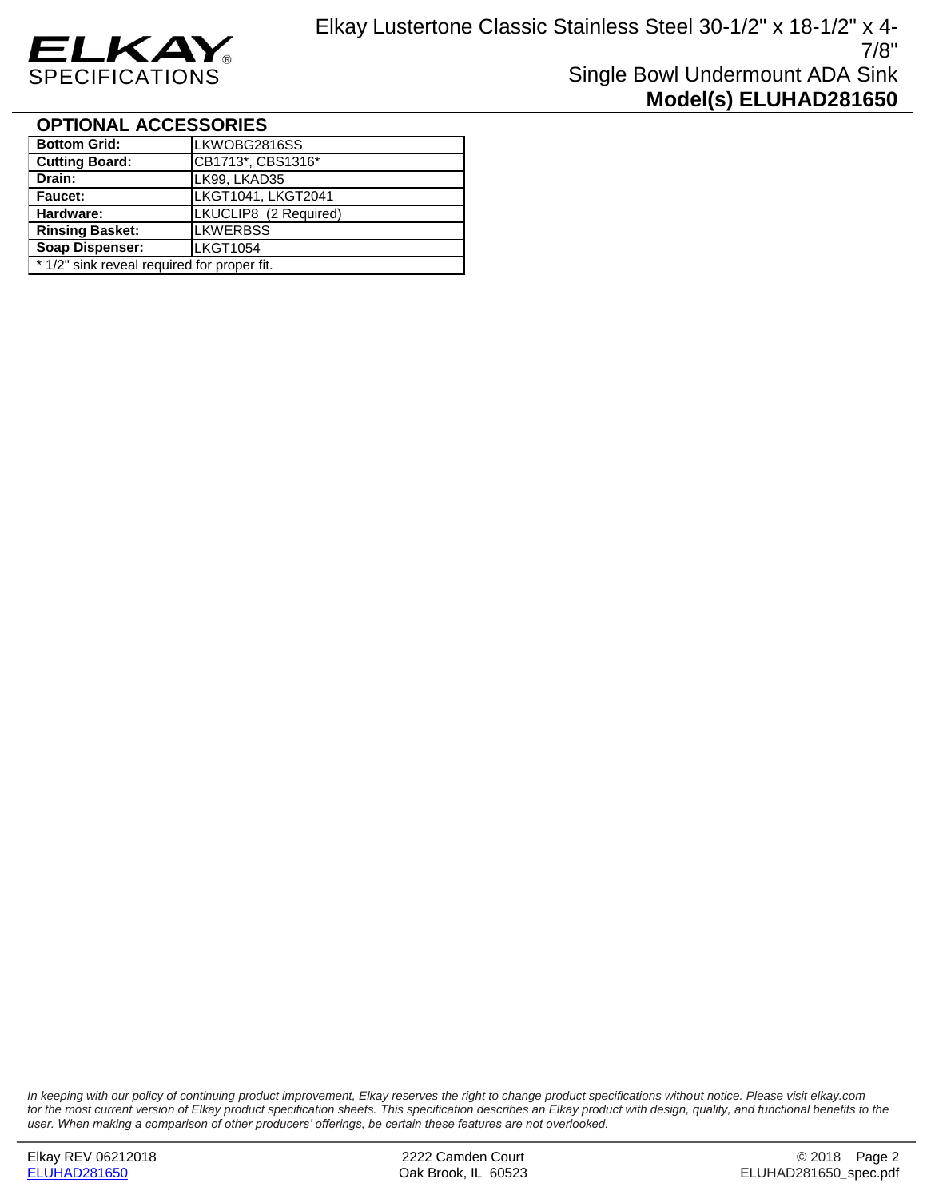## OPTIONAL ACCESSORIES

| | |
|---|---|
| **Bottom Grid:** | LKWOBG2816SS |
| **Cutting Board:** | CB1713*, CBS1316* |
| **Drain:** | LK99, LKAD35 |
| **Faucet:** | LKGT1041, LKGT2041 |
| **Hardware:** | LKUCLIP8 (2 Required) |
| **Rinsing Basket:** | LKWERBSS |
| **Soap Dispenser:** | LKGT1054 |
| * 1/2" sink reveal required for proper fit. | |

*In keeping with our policy of continuing product improvement, Elkay reserves the right to change product specifications without notice. Please visit elkay.com for the most current version of Elkay product specification sheets. This specification describes an Elkay product with design, quality, and functional benefits to the user. When making a comparison of other producers' offerings, be certain these features are not overlooked.*